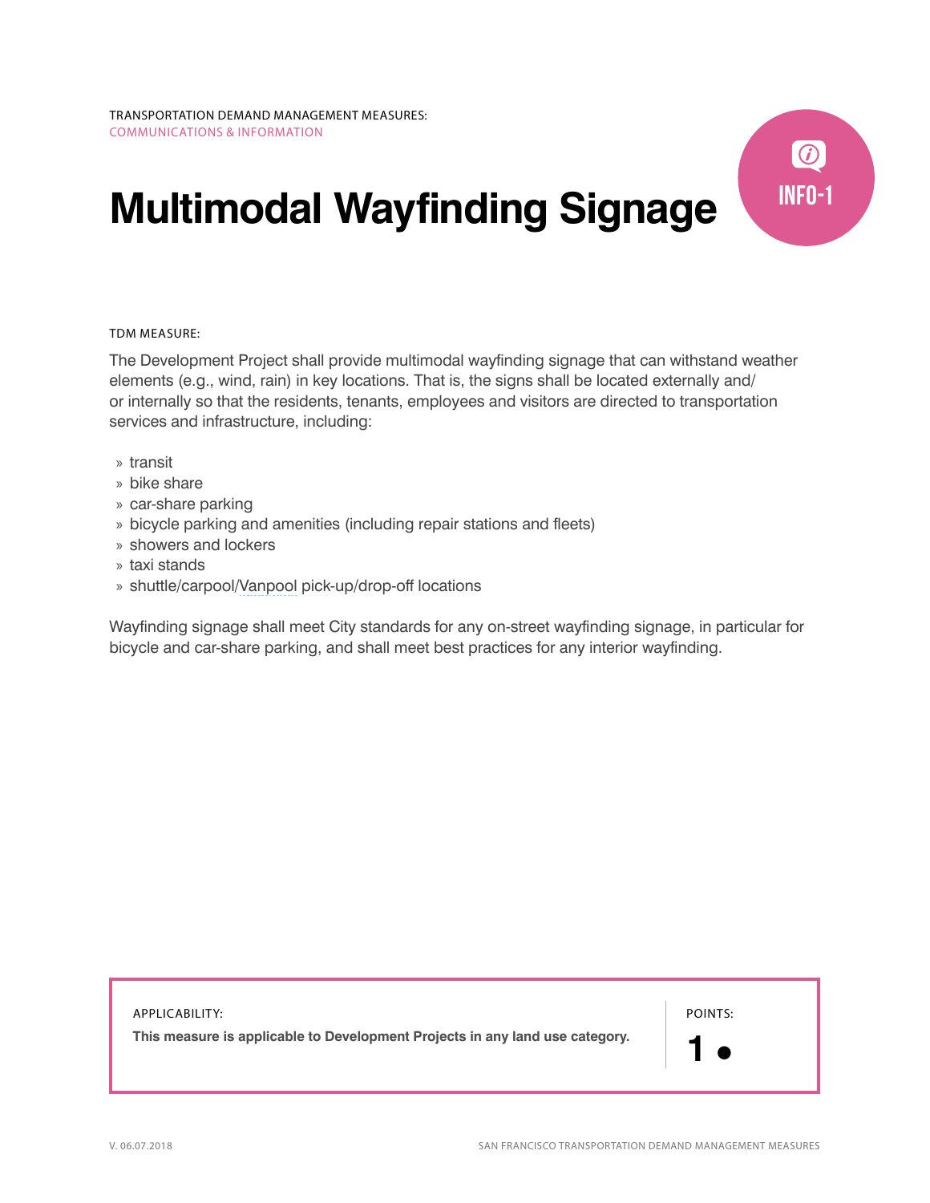TRANSPORTATION DEMAND MANAGEMENT MEASURES:
COMMUNICATIONS & INFORMATION

# Multimodal Wayfinding Signage

INFO-1

TDM MEASURE:

The Development Project shall provide multimodal wayfinding signage that can withstand weather elements (e.g., wind, rain) in key locations. That is, the signs shall be located externally and/or internally so that the residents, tenants, employees and visitors are directed to transportation services and infrastructure, including:

- transit
- bike share
- car-share parking
- bicycle parking and amenities (including repair stations and fleets)
- showers and lockers
- taxi stands
- shuttle/carpool/Vanpool pick-up/drop-off locations

Wayfinding signage shall meet City standards for any on-street wayfinding signage, in particular for bicycle and car-share parking, and shall meet best practices for any interior wayfinding.

APPLICABILITY:
**This measure is applicable to Development Projects in any land use category.**

POINTS:
**1** •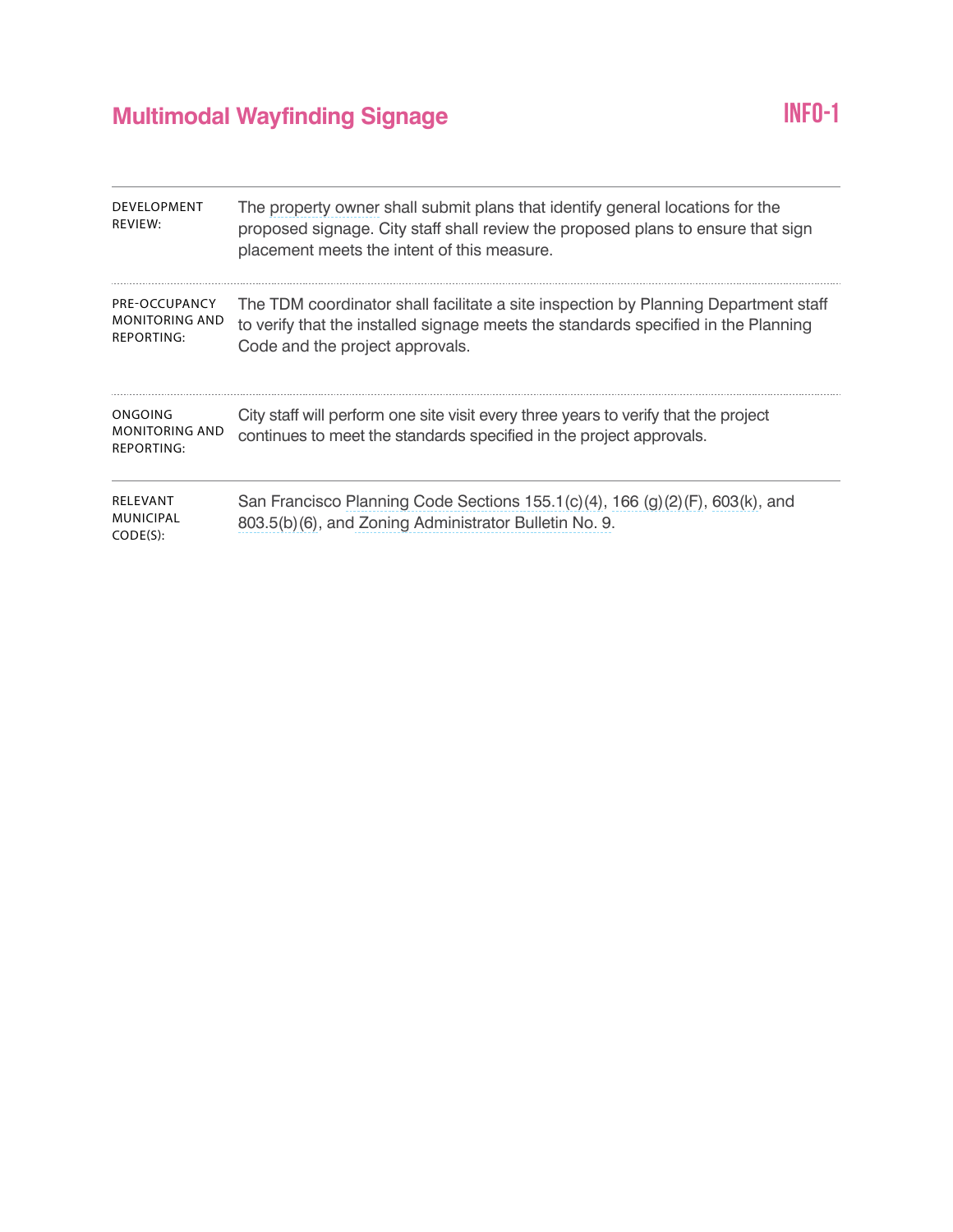## Multimodal Wayfinding Signage

INFO-1

| | |
|---|---|
| DEVELOPMENT REVIEW: | The property owner shall submit plans that identify general locations for the proposed signage. City staff shall review the proposed plans to ensure that sign placement meets the intent of this measure. |
| PRE-OCCUPANCY MONITORING AND REPORTING: | The TDM coordinator shall facilitate a site inspection by Planning Department staff to verify that the installed signage meets the standards specified in the Planning Code and the project approvals. |
| ONGOING MONITORING AND REPORTING: | City staff will perform one site visit every three years to verify that the project continues to meet the standards specified in the project approvals. |
| RELEVANT MUNICIPAL CODE(S): | San Francisco Planning Code Sections 155.1(c)(4), 166 (g)(2)(F), 603(k), and 803.5(b)(6), and Zoning Administrator Bulletin No. 9. |